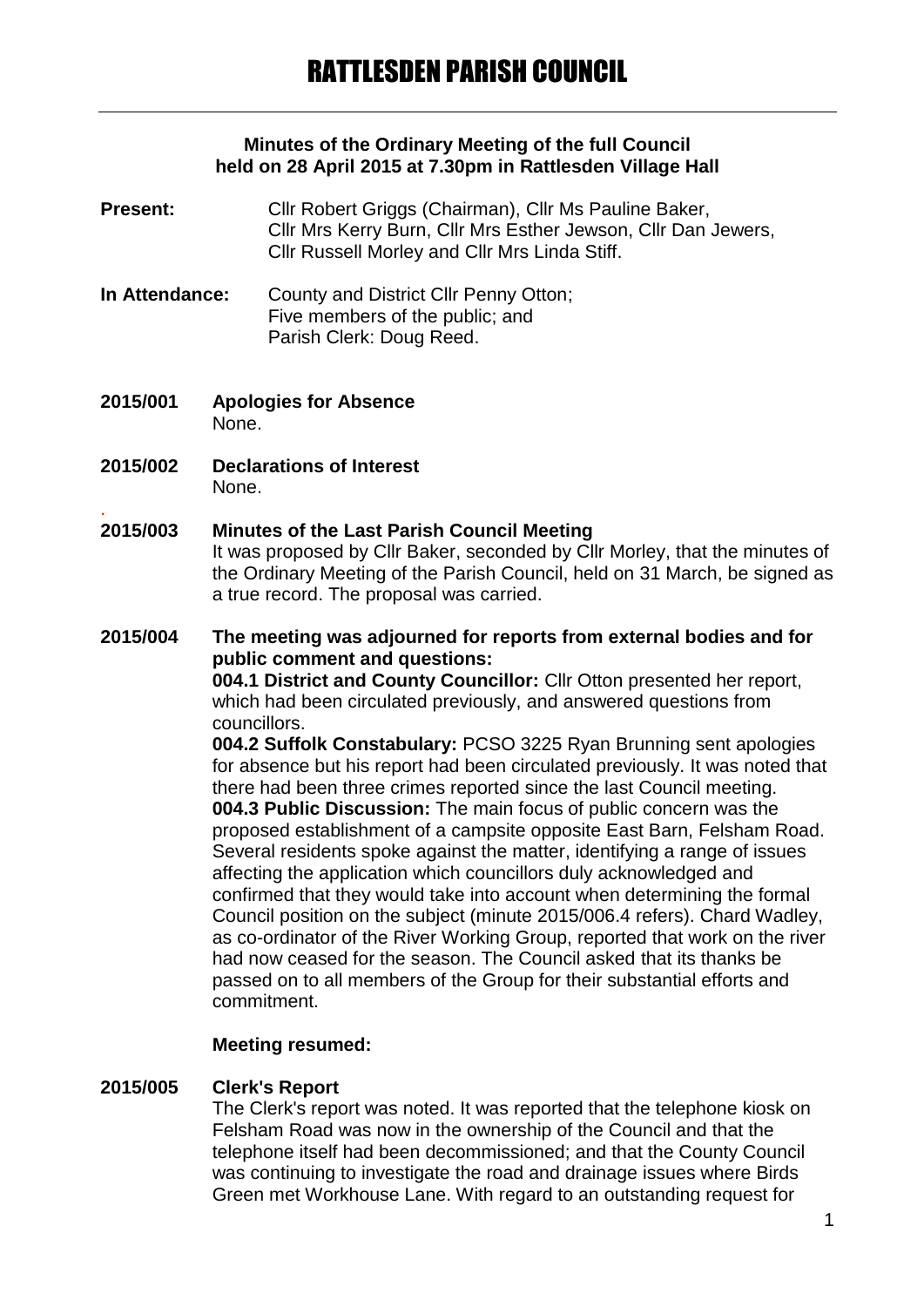# RATTLESDEN PARISH COUNCIL

**Minutes of the Ordinary Meeting of the full Council held on 28 April 2015 at 7.30pm in Rattlesden Village Hall**

**Present:** Cllr Robert Griggs (Chairman), Cllr Ms Pauline Baker, Cllr Mrs Kerry Burn, Cllr Mrs Esther Jewson, Cllr Dan Jewers, Cllr Russell Morley and Cllr Mrs Linda Stiff.

**In Attendance:** County and District Cllr Penny Otton; Five members of the public; and Parish Clerk: Doug Reed.

**2015/001 Apologies for Absence**
None.

**2015/002 Declarations of Interest**
None.

**2015/003 Minutes of the Last Parish Council Meeting**
It was proposed by Cllr Baker, seconded by Cllr Morley, that the minutes of the Ordinary Meeting of the Parish Council, held on 31 March, be signed as a true record. The proposal was carried.

**2015/004 The meeting was adjourned for reports from external bodies and for public comment and questions:**

**004.1 District and County Councillor:** Cllr Otton presented her report, which had been circulated previously, and answered questions from councillors.

**004.2 Suffolk Constabulary:** PCSO 3225 Ryan Brunning sent apologies for absence but his report had been circulated previously. It was noted that there had been three crimes reported since the last Council meeting.

**004.3 Public Discussion:** The main focus of public concern was the proposed establishment of a campsite opposite East Barn, Felsham Road. Several residents spoke against the matter, identifying a range of issues affecting the application which councillors duly acknowledged and confirmed that they would take into account when determining the formal Council position on the subject (minute 2015/006.4 refers). Chard Wadley, as co-ordinator of the River Working Group, reported that work on the river had now ceased for the season. The Council asked that its thanks be passed on to all members of the Group for their substantial efforts and commitment.

**Meeting resumed:**

**2015/005 Clerk's Report**
The Clerk's report was noted. It was reported that the telephone kiosk on Felsham Road was now in the ownership of the Council and that the telephone itself had been decommissioned; and that the County Council was continuing to investigate the road and drainage issues where Birds Green met Workhouse Lane. With regard to an outstanding request for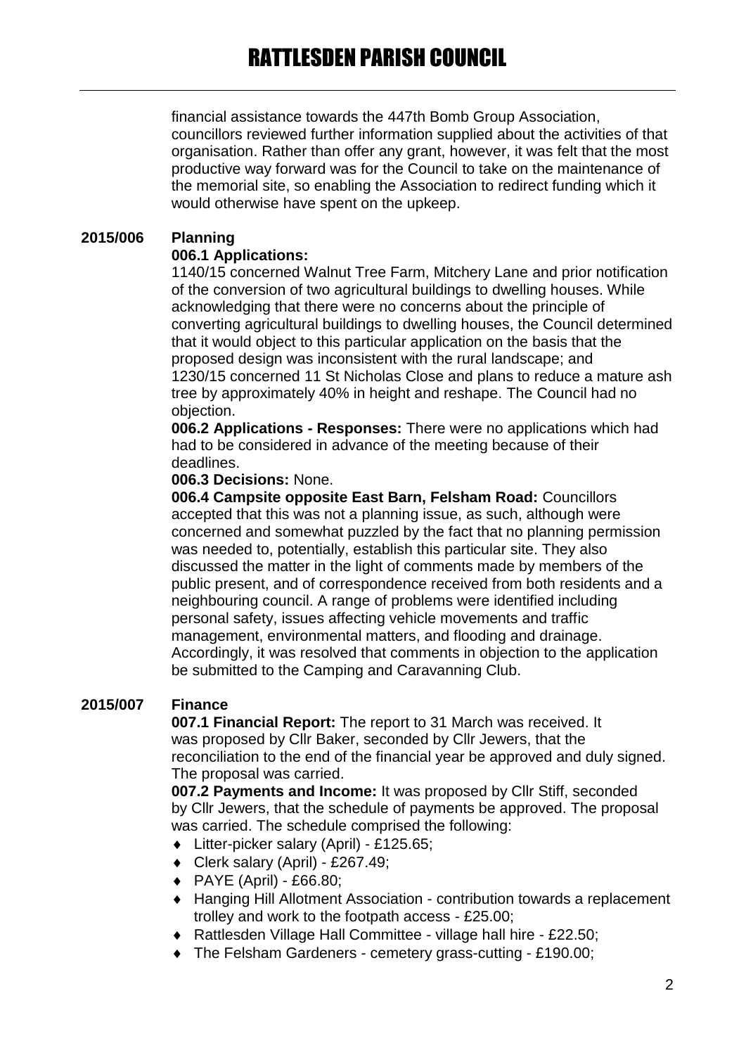financial assistance towards the 447th Bomb Group Association, councillors reviewed further information supplied about the activities of that organisation. Rather than offer any grant, however, it was felt that the most productive way forward was for the Council to take on the maintenance of the memorial site, so enabling the Association to redirect funding which it would otherwise have spent on the upkeep.

## 2015/006 Planning

**006.1 Applications:**

1140/15 concerned Walnut Tree Farm, Mitchery Lane and prior notification of the conversion of two agricultural buildings to dwelling houses. While acknowledging that there were no concerns about the principle of converting agricultural buildings to dwelling houses, the Council determined that it would object to this particular application on the basis that the proposed design was inconsistent with the rural landscape; and

1230/15 concerned 11 St Nicholas Close and plans to reduce a mature ash tree by approximately 40% in height and reshape. The Council had no objection.

**006.2 Applications - Responses:** There were no applications which had had to be considered in advance of the meeting because of their deadlines.

**006.3 Decisions:** None.

**006.4 Campsite opposite East Barn, Felsham Road:** Councillors accepted that this was not a planning issue, as such, although were concerned and somewhat puzzled by the fact that no planning permission was needed to, potentially, establish this particular site. They also discussed the matter in the light of comments made by members of the public present, and of correspondence received from both residents and a neighbouring council. A range of problems were identified including personal safety, issues affecting vehicle movements and traffic management, environmental matters, and flooding and drainage. Accordingly, it was resolved that comments in objection to the application be submitted to the Camping and Caravanning Club.

## 2015/007 Finance

**007.1 Financial Report:** The report to 31 March was received. It was proposed by Cllr Baker, seconded by Cllr Jewers, that the reconciliation to the end of the financial year be approved and duly signed. The proposal was carried.

**007.2 Payments and Income:** It was proposed by Cllr Stiff, seconded by Cllr Jewers, that the schedule of payments be approved. The proposal was carried. The schedule comprised the following:

- Litter-picker salary (April) - £125.65;
- Clerk salary (April) - £267.49;
- PAYE (April) - £66.80;
- Hanging Hill Allotment Association - contribution towards a replacement trolley and work to the footpath access - £25.00;
- Rattlesden Village Hall Committee - village hall hire - £22.50;
- The Felsham Gardeners - cemetery grass-cutting - £190.00;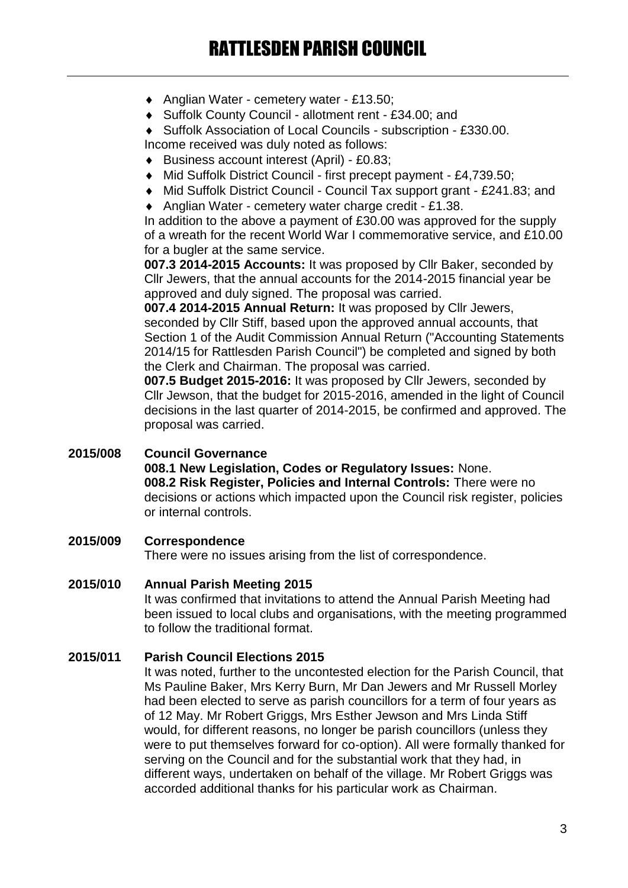- Anglian Water - cemetery water - £13.50;
- Suffolk County Council - allotment rent - £34.00; and
- Suffolk Association of Local Councils - subscription - £330.00.

Income received was duly noted as follows:

- Business account interest (April) - £0.83;
- Mid Suffolk District Council - first precept payment - £4,739.50;
- Mid Suffolk District Council - Council Tax support grant - £241.83; and
- Anglian Water - cemetery water charge credit - £1.38.

In addition to the above a payment of £30.00 was approved for the supply of a wreath for the recent World War I commemorative service, and £10.00 for a bugler at the same service.

**007.3 2014-2015 Accounts:** It was proposed by Cllr Baker, seconded by Cllr Jewers, that the annual accounts for the 2014-2015 financial year be approved and duly signed. The proposal was carried.

**007.4 2014-2015 Annual Return:** It was proposed by Cllr Jewers, seconded by Cllr Stiff, based upon the approved annual accounts, that Section 1 of the Audit Commission Annual Return ("Accounting Statements 2014/15 for Rattlesden Parish Council") be completed and signed by both the Clerk and Chairman. The proposal was carried.

**007.5 Budget 2015-2016:** It was proposed by Cllr Jewers, seconded by Cllr Jewson, that the budget for 2015-2016, amended in the light of Council decisions in the last quarter of 2014-2015, be confirmed and approved. The proposal was carried.

**2015/008 Council Governance**

**008.1 New Legislation, Codes or Regulatory Issues:** None.

**008.2 Risk Register, Policies and Internal Controls:** There were no decisions or actions which impacted upon the Council risk register, policies or internal controls.

**2015/009 Correspondence**

There were no issues arising from the list of correspondence.

**2015/010 Annual Parish Meeting 2015**

It was confirmed that invitations to attend the Annual Parish Meeting had been issued to local clubs and organisations, with the meeting programmed to follow the traditional format.

**2015/011 Parish Council Elections 2015**

It was noted, further to the uncontested election for the Parish Council, that Ms Pauline Baker, Mrs Kerry Burn, Mr Dan Jewers and Mr Russell Morley had been elected to serve as parish councillors for a term of four years as of 12 May. Mr Robert Griggs, Mrs Esther Jewson and Mrs Linda Stiff would, for different reasons, no longer be parish councillors (unless they were to put themselves forward for co-option). All were formally thanked for serving on the Council and for the substantial work that they had, in different ways, undertaken on behalf of the village. Mr Robert Griggs was accorded additional thanks for his particular work as Chairman.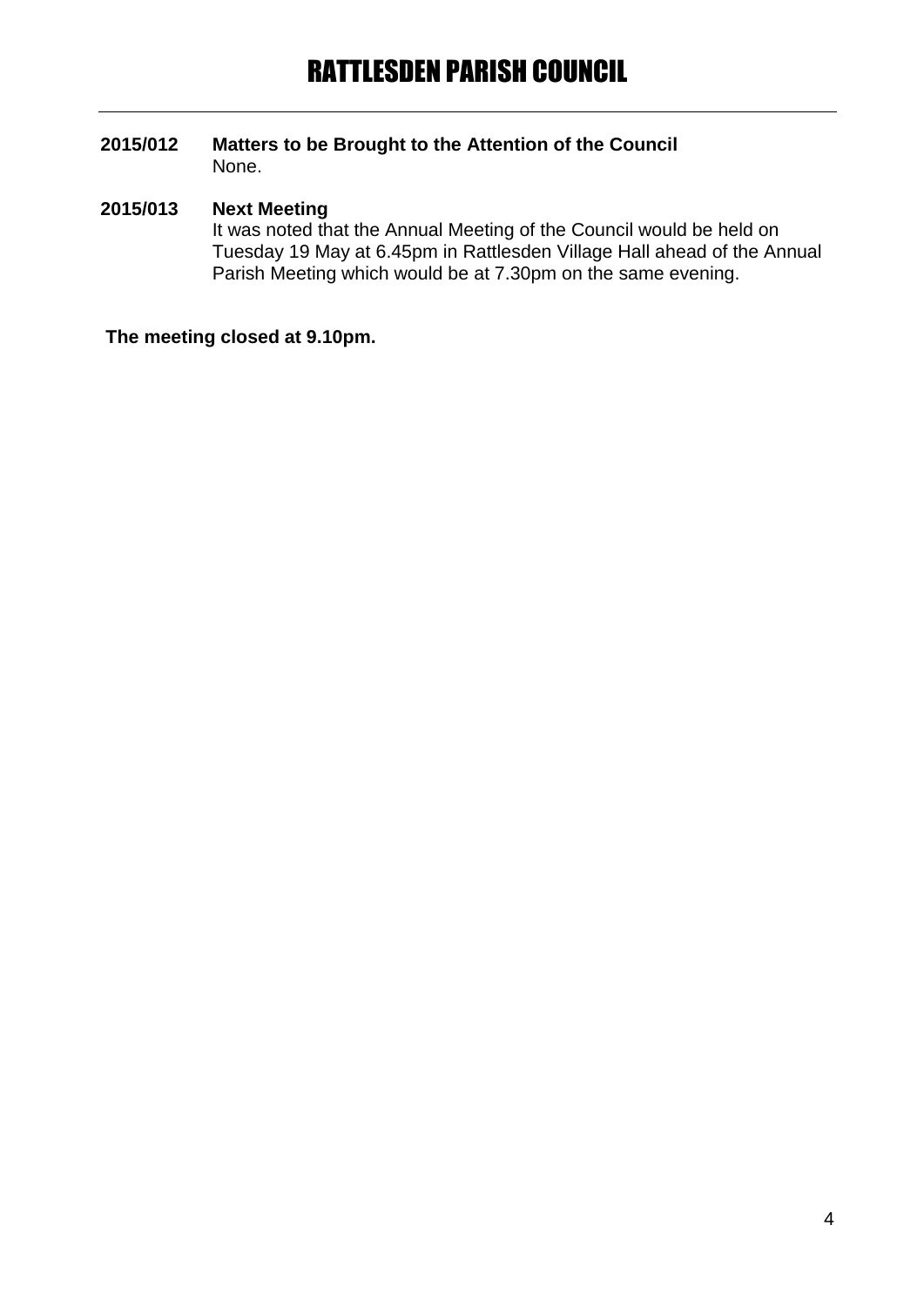**2015/012 Matters to be Brought to the Attention of the Council**

None.

**2015/013 Next Meeting**

It was noted that the Annual Meeting of the Council would be held on Tuesday 19 May at 6.45pm in Rattlesden Village Hall ahead of the Annual Parish Meeting which would be at 7.30pm on the same evening.

**The meeting closed at 9.10pm.**